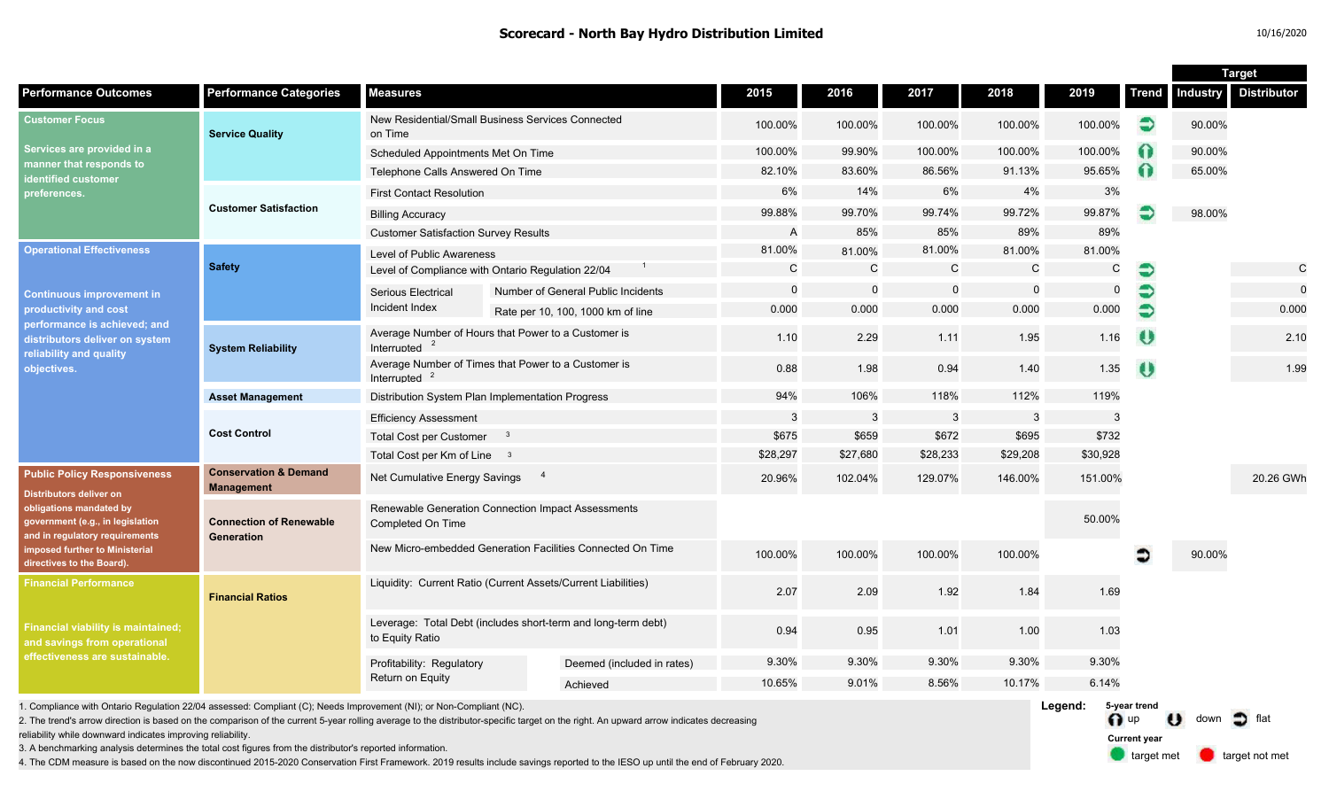# Scorecard - North Bay Hydro Distribution Limited

10/16/2020

| Performance Outcomes | Performance Categories | Measures | | 2015 | 2016 | 2017 | 2018 | 2019 | Trend | Target: Industry | Target: Distributor |
|---|---|---|---|---|---|---|---|---|---|---|---|
| **Customer Focus** Services are provided in a manner that responds to identified customer preferences. | Service Quality | New Residential/Small Business Services Connected on Time | | 100.00% | 100.00% | 100.00% | 100.00% | 100.00% | flat | 90.00% | |
| | | Scheduled Appointments Met On Time | | 100.00% | 99.90% | 100.00% | 100.00% | 100.00% | up | 90.00% | |
| | | Telephone Calls Answered On Time | | 82.10% | 83.60% | 86.56% | 91.13% | 95.65% | up | 65.00% | |
| | Customer Satisfaction | First Contact Resolution | | 6% | 14% | 6% | 4% | 3% | | | |
| | | Billing Accuracy | | 99.88% | 99.70% | 99.74% | 99.72% | 99.87% | flat | 98.00% | |
| | | Customer Satisfaction Survey Results | | A | 85% | 85% | 89% | 89% | | | |
| **Operational Effectiveness** Continuous improvement in productivity and cost performance is achieved; and distributors deliver on system reliability and quality objectives. | Safety | Level of Public Awareness | | 81.00% | 81.00% | 81.00% | 81.00% | 81.00% | | | |
| | | Level of Compliance with Ontario Regulation 22/04 [1] | | C | C | C | C | C | flat | | C |
| | | Serious Electrical Incident Index | Number of General Public Incidents | 0 | 0 | 0 | 0 | 0 | flat | | 0 |
| | | | Rate per 10, 100, 1000 km of line | 0.000 | 0.000 | 0.000 | 0.000 | 0.000 | flat | | 0.000 |
| | System Reliability | Average Number of Hours that Power to a Customer is Interrupted [2] | | 1.10 | 2.29 | 1.11 | 1.95 | 1.16 | down | | 2.10 |
| | | Average Number of Times that Power to a Customer is Interrupted [2] | | 0.88 | 1.98 | 0.94 | 1.40 | 1.35 | down | | 1.99 |
| | Asset Management | Distribution System Plan Implementation Progress | | 94% | 106% | 118% | 112% | 119% | | | |
| | Cost Control | Efficiency Assessment | | 3 | 3 | 3 | 3 | 3 | | | |
| | | Total Cost per Customer [3] | | $675 | $659 | $672 | $695 | $732 | | | |
| | | Total Cost per Km of Line [3] | | $28,297 | $27,680 | $28,233 | $29,208 | $30,928 | | | |
| **Public Policy Responsiveness** Distributors deliver on obligations mandated by government (e.g., in legislation and in regulatory requirements imposed further to Ministerial directives to the Board). | Conservation & Demand Management | Net Cumulative Energy Savings [4] | | 20.96% | 102.04% | 129.07% | 146.00% | 151.00% | | | 20.26 GWh |
| | Connection of Renewable Generation | Renewable Generation Connection Impact Assessments Completed On Time | | | | | | 50.00% | | | |
| | | New Micro-embedded Generation Facilities Connected On Time | | 100.00% | 100.00% | 100.00% | 100.00% | | flat | 90.00% | |
| **Financial Performance** Financial viability is maintained; and savings from operational effectiveness are sustainable. | Financial Ratios | Liquidity: Current Ratio (Current Assets/Current Liabilities) | | 2.07 | 2.09 | 1.92 | 1.84 | 1.69 | | | |
| | | Leverage: Total Debt (includes short-term and long-term debt) to Equity Ratio | | 0.94 | 0.95 | 1.01 | 1.00 | 1.03 | | | |
| | | Profitability: Regulatory Return on Equity | Deemed (included in rates) | 9.30% | 9.30% | 9.30% | 9.30% | 9.30% | | | |
| | | | Achieved | 10.65% | 9.01% | 8.56% | 10.17% | 6.14% | | | |

1. Compliance with Ontario Regulation 22/04 assessed: Compliant (C); Needs Improvement (NI); or Non-Compliant (NC).
2. The trend's arrow direction is based on the comparison of the current 5-year rolling average to the distributor-specific target on the right. An upward arrow indicates decreasing reliability while downward indicates improving reliability.
3. A benchmarking analysis determines the total cost figures from the distributor's reported information.
4. The CDM measure is based on the now discontinued 2015-2020 Conservation First Framework. 2019 results include savings reported to the IESO up until the end of February 2020.

**Legend:** 5-year trend: up, down, flat. Current year: target met, target not met.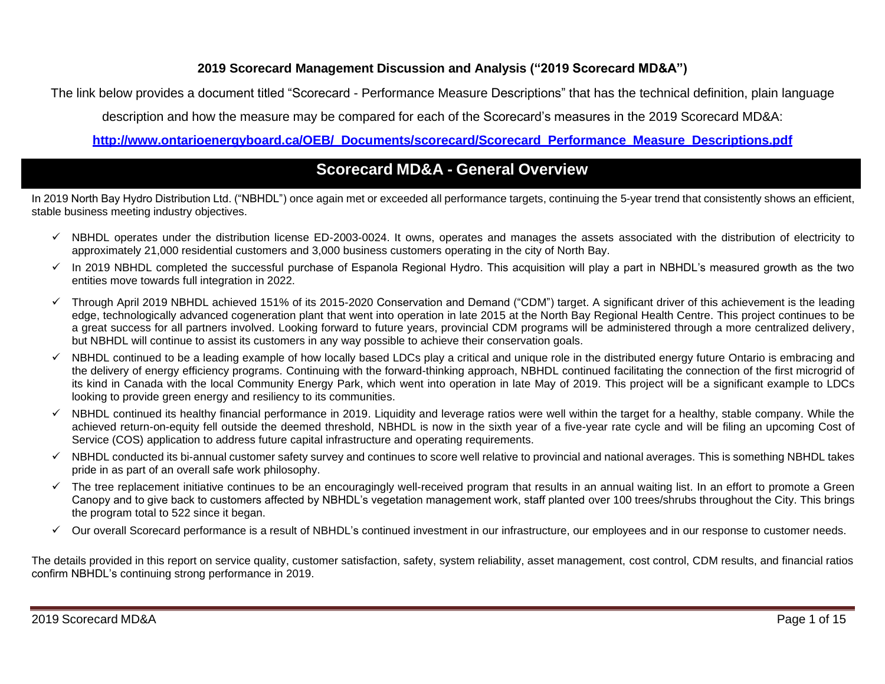**2019 Scorecard Management Discussion and Analysis ("2019 Scorecard MD&A")**

The link below provides a document titled "Scorecard - Performance Measure Descriptions" that has the technical definition, plain language description and how the measure may be compared for each of the Scorecard's measures in the 2019 Scorecard MD&A:

**http://www.ontarioenergyboard.ca/OEB/_Documents/scorecard/Scorecard_Performance_Measure_Descriptions.pdf**

# Scorecard MD&A - General Overview

In 2019 North Bay Hydro Distribution Ltd. ("NBHDL") once again met or exceeded all performance targets, continuing the 5-year trend that consistently shows an efficient, stable business meeting industry objectives.

- ✓ NBHDL operates under the distribution license ED-2003-0024. It owns, operates and manages the assets associated with the distribution of electricity to approximately 21,000 residential customers and 3,000 business customers operating in the city of North Bay.
- ✓ In 2019 NBHDL completed the successful purchase of Espanola Regional Hydro. This acquisition will play a part in NBHDL's measured growth as the two entities move towards full integration in 2022.
- ✓ Through April 2019 NBHDL achieved 151% of its 2015-2020 Conservation and Demand ("CDM") target. A significant driver of this achievement is the leading edge, technologically advanced cogeneration plant that went into operation in late 2015 at the North Bay Regional Health Centre. This project continues to be a great success for all partners involved. Looking forward to future years, provincial CDM programs will be administered through a more centralized delivery, but NBHDL will continue to assist its customers in any way possible to achieve their conservation goals.
- ✓ NBHDL continued to be a leading example of how locally based LDCs play a critical and unique role in the distributed energy future Ontario is embracing and the delivery of energy efficiency programs. Continuing with the forward-thinking approach, NBHDL continued facilitating the connection of the first microgrid of its kind in Canada with the local Community Energy Park, which went into operation in late May of 2019. This project will be a significant example to LDCs looking to provide green energy and resiliency to its communities.
- ✓ NBHDL continued its healthy financial performance in 2019. Liquidity and leverage ratios were well within the target for a healthy, stable company. While the achieved return-on-equity fell outside the deemed threshold, NBHDL is now in the sixth year of a five-year rate cycle and will be filing an upcoming Cost of Service (COS) application to address future capital infrastructure and operating requirements.
- ✓ NBHDL conducted its bi-annual customer safety survey and continues to score well relative to provincial and national averages. This is something NBHDL takes pride in as part of an overall safe work philosophy.
- ✓ The tree replacement initiative continues to be an encouragingly well-received program that results in an annual waiting list. In an effort to promote a Green Canopy and to give back to customers affected by NBHDL's vegetation management work, staff planted over 100 trees/shrubs throughout the City. This brings the program total to 522 since it began.
- ✓ Our overall Scorecard performance is a result of NBHDL's continued investment in our infrastructure, our employees and in our response to customer needs.

The details provided in this report on service quality, customer satisfaction, safety, system reliability, asset management, cost control, CDM results, and financial ratios confirm NBHDL's continuing strong performance in 2019.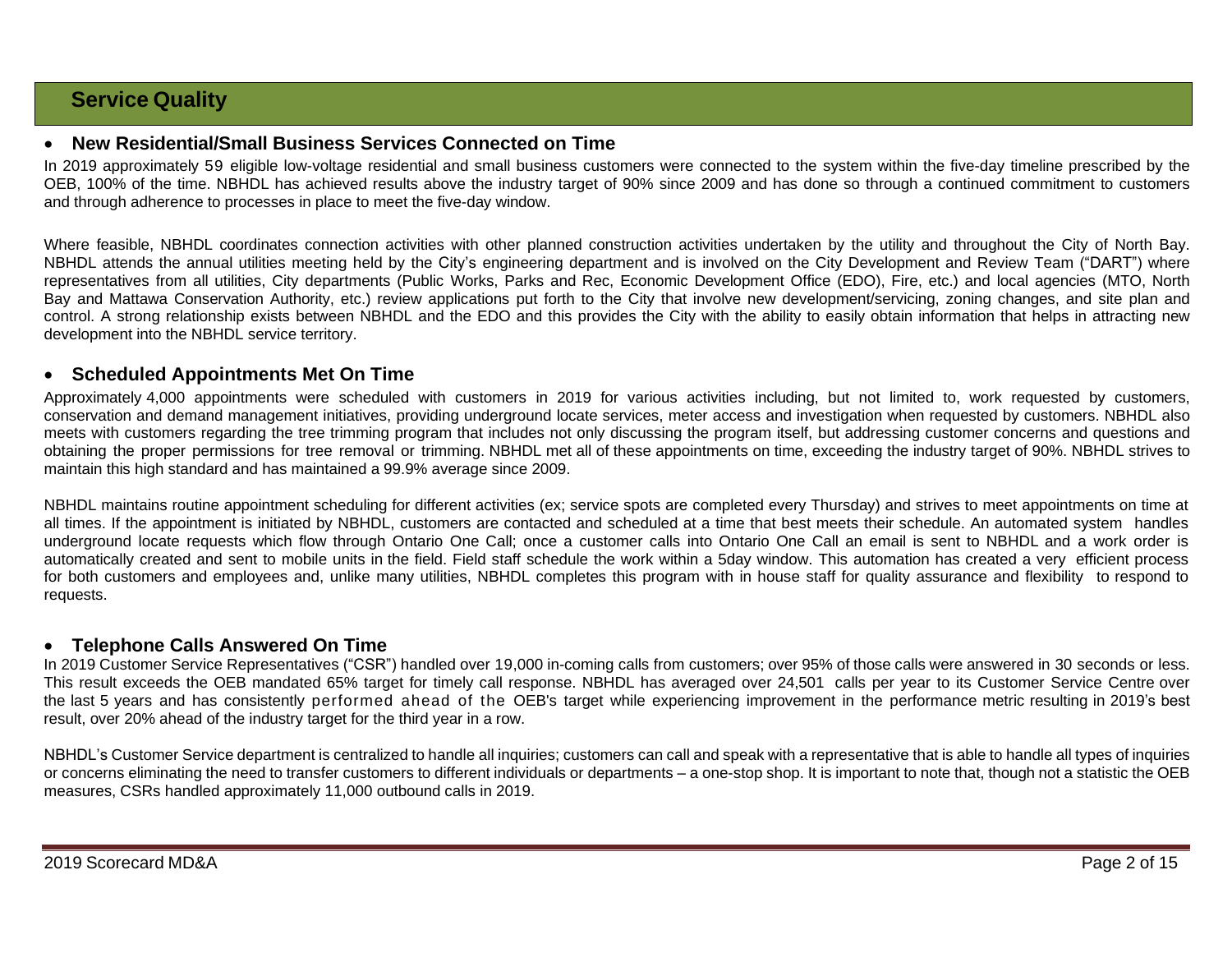## Service Quality

- **New Residential/Small Business Services Connected on Time**

In 2019 approximately 59 eligible low-voltage residential and small business customers were connected to the system within the five-day timeline prescribed by the OEB, 100% of the time. NBHDL has achieved results above the industry target of 90% since 2009 and has done so through a continued commitment to customers and through adherence to processes in place to meet the five-day window.

Where feasible, NBHDL coordinates connection activities with other planned construction activities undertaken by the utility and throughout the City of North Bay. NBHDL attends the annual utilities meeting held by the City's engineering department and is involved on the City Development and Review Team ("DART") where representatives from all utilities, City departments (Public Works, Parks and Rec, Economic Development Office (EDO), Fire, etc.) and local agencies (MTO, North Bay and Mattawa Conservation Authority, etc.) review applications put forth to the City that involve new development/servicing, zoning changes, and site plan and control. A strong relationship exists between NBHDL and the EDO and this provides the City with the ability to easily obtain information that helps in attracting new development into the NBHDL service territory.

- **Scheduled Appointments Met On Time**

Approximately 4,000 appointments were scheduled with customers in 2019 for various activities including, but not limited to, work requested by customers, conservation and demand management initiatives, providing underground locate services, meter access and investigation when requested by customers. NBHDL also meets with customers regarding the tree trimming program that includes not only discussing the program itself, but addressing customer concerns and questions and obtaining the proper permissions for tree removal or trimming. NBHDL met all of these appointments on time, exceeding the industry target of 90%. NBHDL strives to maintain this high standard and has maintained a 99.9% average since 2009.

NBHDL maintains routine appointment scheduling for different activities (ex; service spots are completed every Thursday) and strives to meet appointments on time at all times. If the appointment is initiated by NBHDL, customers are contacted and scheduled at a time that best meets their schedule. An automated system handles underground locate requests which flow through Ontario One Call; once a customer calls into Ontario One Call an email is sent to NBHDL and a work order is automatically created and sent to mobile units in the field. Field staff schedule the work within a 5day window. This automation has created a very efficient process for both customers and employees and, unlike many utilities, NBHDL completes this program with in house staff for quality assurance and flexibility to respond to requests.

- **Telephone Calls Answered On Time**

In 2019 Customer Service Representatives ("CSR") handled over 19,000 in-coming calls from customers; over 95% of those calls were answered in 30 seconds or less. This result exceeds the OEB mandated 65% target for timely call response. NBHDL has averaged over 24,501 calls per year to its Customer Service Centre over the last 5 years and has consistently performed ahead of the OEB's target while experiencing improvement in the performance metric resulting in 2019's best result, over 20% ahead of the industry target for the third year in a row.

NBHDL's Customer Service department is centralized to handle all inquiries; customers can call and speak with a representative that is able to handle all types of inquiries or concerns eliminating the need to transfer customers to different individuals or departments – a one-stop shop. It is important to note that, though not a statistic the OEB measures, CSRs handled approximately 11,000 outbound calls in 2019.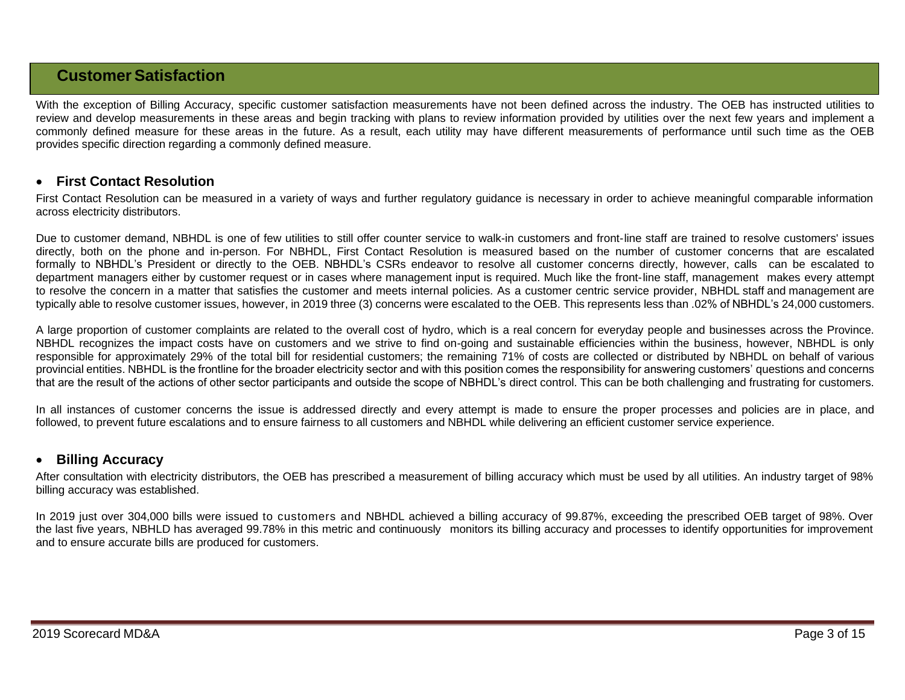## Customer Satisfaction

With the exception of Billing Accuracy, specific customer satisfaction measurements have not been defined across the industry. The OEB has instructed utilities to review and develop measurements in these areas and begin tracking with plans to review information provided by utilities over the next few years and implement a commonly defined measure for these areas in the future. As a result, each utility may have different measurements of performance until such time as the OEB provides specific direction regarding a commonly defined measure.

- ### First Contact Resolution

First Contact Resolution can be measured in a variety of ways and further regulatory guidance is necessary in order to achieve meaningful comparable information across electricity distributors.

Due to customer demand, NBHDL is one of few utilities to still offer counter service to walk-in customers and front-line staff are trained to resolve customers' issues directly, both on the phone and in-person. For NBHDL, First Contact Resolution is measured based on the number of customer concerns that are escalated formally to NBHDL's President or directly to the OEB. NBHDL's CSRs endeavor to resolve all customer concerns directly, however, calls can be escalated to department managers either by customer request or in cases where management input is required. Much like the front-line staff, management makes every attempt to resolve the concern in a matter that satisfies the customer and meets internal policies. As a customer centric service provider, NBHDL staff and management are typically able to resolve customer issues, however, in 2019 three (3) concerns were escalated to the OEB. This represents less than .02% of NBHDL's 24,000 customers.

A large proportion of customer complaints are related to the overall cost of hydro, which is a real concern for everyday people and businesses across the Province. NBHDL recognizes the impact costs have on customers and we strive to find on-going and sustainable efficiencies within the business, however, NBHDL is only responsible for approximately 29% of the total bill for residential customers; the remaining 71% of costs are collected or distributed by NBHDL on behalf of various provincial entities. NBHDL is the frontline for the broader electricity sector and with this position comes the responsibility for answering customers' questions and concerns that are the result of the actions of other sector participants and outside the scope of NBHDL's direct control. This can be both challenging and frustrating for customers.

In all instances of customer concerns the issue is addressed directly and every attempt is made to ensure the proper processes and policies are in place, and followed, to prevent future escalations and to ensure fairness to all customers and NBHDL while delivering an efficient customer service experience.

- ### Billing Accuracy

After consultation with electricity distributors, the OEB has prescribed a measurement of billing accuracy which must be used by all utilities. An industry target of 98% billing accuracy was established.

In 2019 just over 304,000 bills were issued to customers and NBHDL achieved a billing accuracy of 99.87%, exceeding the prescribed OEB target of 98%. Over the last five years, NBHLD has averaged 99.78% in this metric and continuously monitors its billing accuracy and processes to identify opportunities for improvement and to ensure accurate bills are produced for customers.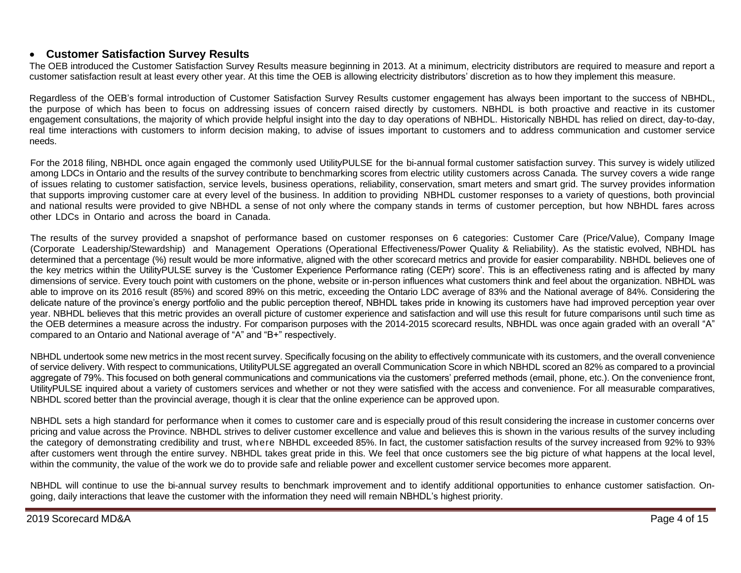- **Customer Satisfaction Survey Results**

The OEB introduced the Customer Satisfaction Survey Results measure beginning in 2013. At a minimum, electricity distributors are required to measure and report a customer satisfaction result at least every other year. At this time the OEB is allowing electricity distributors' discretion as to how they implement this measure.

Regardless of the OEB's formal introduction of Customer Satisfaction Survey Results customer engagement has always been important to the success of NBHDL, the purpose of which has been to focus on addressing issues of concern raised directly by customers. NBHDL is both proactive and reactive in its customer engagement consultations, the majority of which provide helpful insight into the day to day operations of NBHDL. Historically NBHDL has relied on direct, day-to-day, real time interactions with customers to inform decision making, to advise of issues important to customers and to address communication and customer service needs.

For the 2018 filing, NBHDL once again engaged the commonly used UtilityPULSE for the bi-annual formal customer satisfaction survey. This survey is widely utilized among LDCs in Ontario and the results of the survey contribute to benchmarking scores from electric utility customers across Canada. The survey covers a wide range of issues relating to customer satisfaction, service levels, business operations, reliability, conservation, smart meters and smart grid. The survey provides information that supports improving customer care at every level of the business. In addition to providing NBHDL customer responses to a variety of questions, both provincial and national results were provided to give NBHDL a sense of not only where the company stands in terms of customer perception, but how NBHDL fares across other LDCs in Ontario and across the board in Canada.

The results of the survey provided a snapshot of performance based on customer responses on 6 categories: Customer Care (Price/Value), Company Image (Corporate Leadership/Stewardship) and Management Operations (Operational Effectiveness/Power Quality & Reliability). As the statistic evolved, NBHDL has determined that a percentage (%) result would be more informative, aligned with the other scorecard metrics and provide for easier comparability. NBHDL believes one of the key metrics within the UtilityPULSE survey is the 'Customer Experience Performance rating (CEPr) score'. This is an effectiveness rating and is affected by many dimensions of service. Every touch point with customers on the phone, website or in-person influences what customers think and feel about the organization. NBHDL was able to improve on its 2016 result (85%) and scored 89% on this metric, exceeding the Ontario LDC average of 83% and the National average of 84%. Considering the delicate nature of the province's energy portfolio and the public perception thereof, NBHDL takes pride in knowing its customers have had improved perception year over year. NBHDL believes that this metric provides an overall picture of customer experience and satisfaction and will use this result for future comparisons until such time as the OEB determines a measure across the industry. For comparison purposes with the 2014-2015 scorecard results, NBHDL was once again graded with an overall "A" compared to an Ontario and National average of "A" and "B+" respectively.

NBHDL undertook some new metrics in the most recent survey. Specifically focusing on the ability to effectively communicate with its customers, and the overall convenience of service delivery. With respect to communications, UtilityPULSE aggregated an overall Communication Score in which NBHDL scored an 82% as compared to a provincial aggregate of 79%. This focused on both general communications and communications via the customers' preferred methods (email, phone, etc.). On the convenience front, UtilityPULSE inquired about a variety of customers services and whether or not they were satisfied with the access and convenience. For all measurable comparatives, NBHDL scored better than the provincial average, though it is clear that the online experience can be approved upon.

NBHDL sets a high standard for performance when it comes to customer care and is especially proud of this result considering the increase in customer concerns over pricing and value across the Province. NBHDL strives to deliver customer excellence and value and believes this is shown in the various results of the survey including the category of demonstrating credibility and trust, where NBHDL exceeded 85%. In fact, the customer satisfaction results of the survey increased from 92% to 93% after customers went through the entire survey. NBHDL takes great pride in this. We feel that once customers see the big picture of what happens at the local level, within the community, the value of the work we do to provide safe and reliable power and excellent customer service becomes more apparent.

NBHDL will continue to use the bi-annual survey results to benchmark improvement and to identify additional opportunities to enhance customer satisfaction. On-going, daily interactions that leave the customer with the information they need will remain NBHDL's highest priority.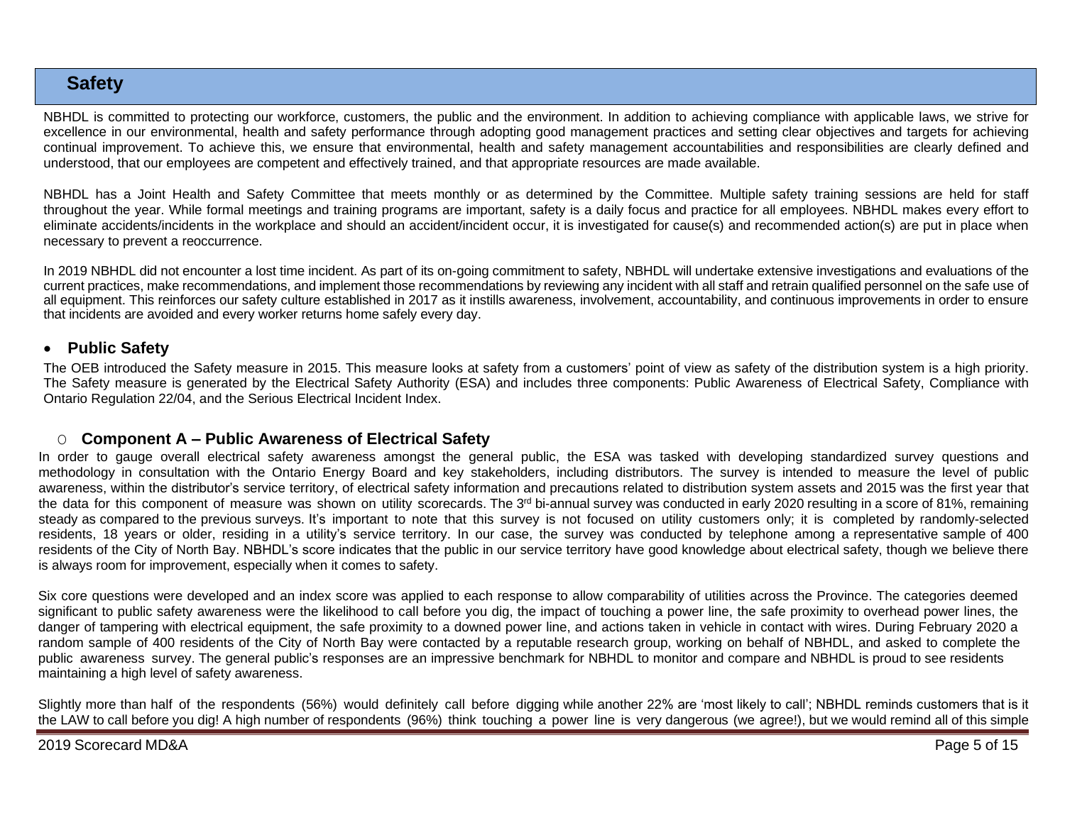## Safety

NBHDL is committed to protecting our workforce, customers, the public and the environment. In addition to achieving compliance with applicable laws, we strive for excellence in our environmental, health and safety performance through adopting good management practices and setting clear objectives and targets for achieving continual improvement. To achieve this, we ensure that environmental, health and safety management accountabilities and responsibilities are clearly defined and understood, that our employees are competent and effectively trained, and that appropriate resources are made available.

NBHDL has a Joint Health and Safety Committee that meets monthly or as determined by the Committee. Multiple safety training sessions are held for staff throughout the year. While formal meetings and training programs are important, safety is a daily focus and practice for all employees. NBHDL makes every effort to eliminate accidents/incidents in the workplace and should an accident/incident occur, it is investigated for cause(s) and recommended action(s) are put in place when necessary to prevent a reoccurrence.

In 2019 NBHDL did not encounter a lost time incident. As part of its on-going commitment to safety, NBHDL will undertake extensive investigations and evaluations of the current practices, make recommendations, and implement those recommendations by reviewing any incident with all staff and retrain qualified personnel on the safe use of all equipment. This reinforces our safety culture established in 2017 as it instills awareness, involvement, accountability, and continuous improvements in order to ensure that incidents are avoided and every worker returns home safely every day.

- **Public Safety**

The OEB introduced the Safety measure in 2015. This measure looks at safety from a customers' point of view as safety of the distribution system is a high priority. The Safety measure is generated by the Electrical Safety Authority (ESA) and includes three components: Public Awareness of Electrical Safety, Compliance with Ontario Regulation 22/04, and the Serious Electrical Incident Index.

- **Component A – Public Awareness of Electrical Safety**

In order to gauge overall electrical safety awareness amongst the general public, the ESA was tasked with developing standardized survey questions and methodology in consultation with the Ontario Energy Board and key stakeholders, including distributors. The survey is intended to measure the level of public awareness, within the distributor's service territory, of electrical safety information and precautions related to distribution system assets and 2015 was the first year that the data for this component of measure was shown on utility scorecards. The 3rd bi-annual survey was conducted in early 2020 resulting in a score of 81%, remaining steady as compared to the previous surveys. It's important to note that this survey is not focused on utility customers only; it is completed by randomly-selected residents, 18 years or older, residing in a utility's service territory. In our case, the survey was conducted by telephone among a representative sample of 400 residents of the City of North Bay. NBHDL's score indicates that the public in our service territory have good knowledge about electrical safety, though we believe there is always room for improvement, especially when it comes to safety.

Six core questions were developed and an index score was applied to each response to allow comparability of utilities across the Province. The categories deemed significant to public safety awareness were the likelihood to call before you dig, the impact of touching a power line, the safe proximity to overhead power lines, the danger of tampering with electrical equipment, the safe proximity to a downed power line, and actions taken in vehicle in contact with wires. During February 2020 a random sample of 400 residents of the City of North Bay were contacted by a reputable research group, working on behalf of NBHDL, and asked to complete the public awareness survey. The general public's responses are an impressive benchmark for NBHDL to monitor and compare and NBHDL is proud to see residents maintaining a high level of safety awareness.

Slightly more than half of the respondents (56%) would definitely call before digging while another 22% are 'most likely to call'; NBHDL reminds customers that is it the LAW to call before you dig! A high number of respondents (96%) think touching a power line is very dangerous (we agree!), but we would remind all of this simple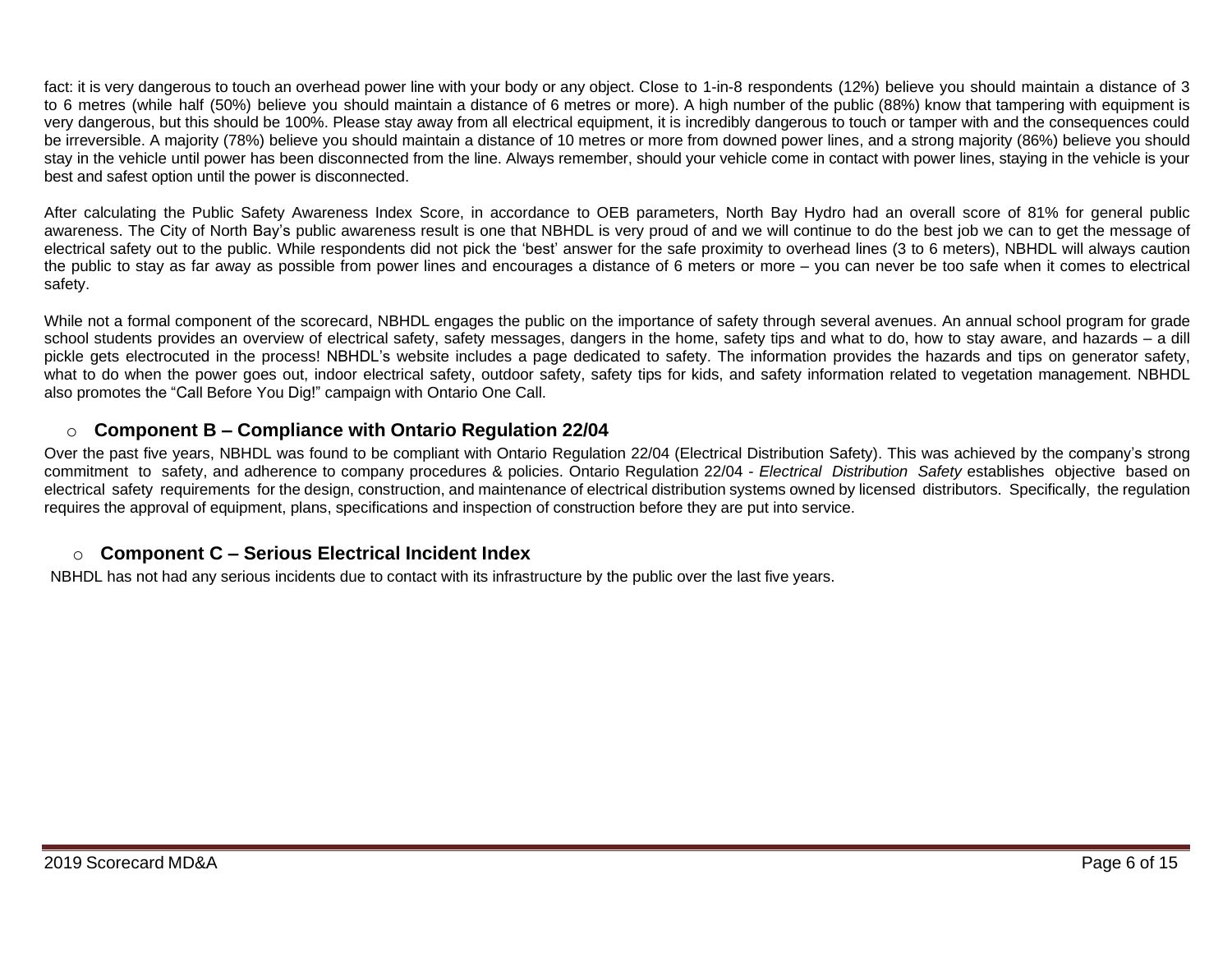fact: it is very dangerous to touch an overhead power line with your body or any object. Close to 1-in-8 respondents (12%) believe you should maintain a distance of 3 to 6 metres (while half (50%) believe you should maintain a distance of 6 metres or more). A high number of the public (88%) know that tampering with equipment is very dangerous, but this should be 100%. Please stay away from all electrical equipment, it is incredibly dangerous to touch or tamper with and the consequences could be irreversible. A majority (78%) believe you should maintain a distance of 10 metres or more from downed power lines, and a strong majority (86%) believe you should stay in the vehicle until power has been disconnected from the line. Always remember, should your vehicle come in contact with power lines, staying in the vehicle is your best and safest option until the power is disconnected.

After calculating the Public Safety Awareness Index Score, in accordance to OEB parameters, North Bay Hydro had an overall score of 81% for general public awareness. The City of North Bay's public awareness result is one that NBHDL is very proud of and we will continue to do the best job we can to get the message of electrical safety out to the public. While respondents did not pick the 'best' answer for the safe proximity to overhead lines (3 to 6 meters), NBHDL will always caution the public to stay as far away as possible from power lines and encourages a distance of 6 meters or more – you can never be too safe when it comes to electrical safety.

While not a formal component of the scorecard, NBHDL engages the public on the importance of safety through several avenues. An annual school program for grade school students provides an overview of electrical safety, safety messages, dangers in the home, safety tips and what to do, how to stay aware, and hazards – a dill pickle gets electrocuted in the process! NBHDL's website includes a page dedicated to safety. The information provides the hazards and tips on generator safety, what to do when the power goes out, indoor electrical safety, outdoor safety, safety tips for kids, and safety information related to vegetation management. NBHDL also promotes the "Call Before You Dig!" campaign with Ontario One Call.

- ### Component B – Compliance with Ontario Regulation 22/04

Over the past five years, NBHDL was found to be compliant with Ontario Regulation 22/04 (Electrical Distribution Safety). This was achieved by the company's strong commitment to safety, and adherence to company procedures & policies. Ontario Regulation 22/04 - *Electrical Distribution Safety* establishes objective based on electrical safety requirements for the design, construction, and maintenance of electrical distribution systems owned by licensed distributors. Specifically, the regulation requires the approval of equipment, plans, specifications and inspection of construction before they are put into service.

- ### Component C – Serious Electrical Incident Index

NBHDL has not had any serious incidents due to contact with its infrastructure by the public over the last five years.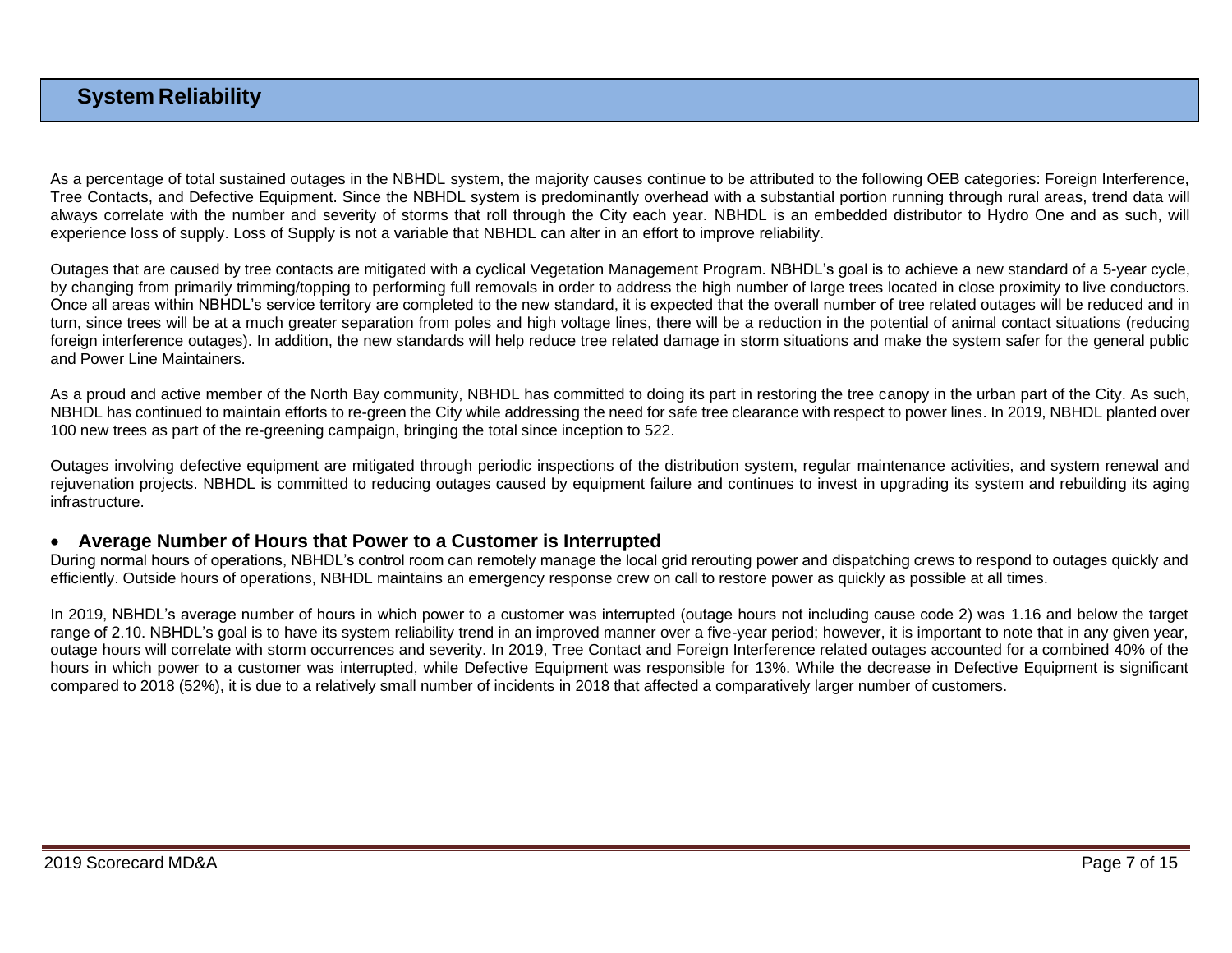## System Reliability

As a percentage of total sustained outages in the NBHDL system, the majority causes continue to be attributed to the following OEB categories: Foreign Interference, Tree Contacts, and Defective Equipment. Since the NBHDL system is predominantly overhead with a substantial portion running through rural areas, trend data will always correlate with the number and severity of storms that roll through the City each year. NBHDL is an embedded distributor to Hydro One and as such, will experience loss of supply. Loss of Supply is not a variable that NBHDL can alter in an effort to improve reliability.

Outages that are caused by tree contacts are mitigated with a cyclical Vegetation Management Program. NBHDL's goal is to achieve a new standard of a 5-year cycle, by changing from primarily trimming/topping to performing full removals in order to address the high number of large trees located in close proximity to live conductors. Once all areas within NBHDL's service territory are completed to the new standard, it is expected that the overall number of tree related outages will be reduced and in turn, since trees will be at a much greater separation from poles and high voltage lines, there will be a reduction in the potential of animal contact situations (reducing foreign interference outages). In addition, the new standards will help reduce tree related damage in storm situations and make the system safer for the general public and Power Line Maintainers.

As a proud and active member of the North Bay community, NBHDL has committed to doing its part in restoring the tree canopy in the urban part of the City. As such, NBHDL has continued to maintain efforts to re-green the City while addressing the need for safe tree clearance with respect to power lines. In 2019, NBHDL planted over 100 new trees as part of the re-greening campaign, bringing the total since inception to 522.

Outages involving defective equipment are mitigated through periodic inspections of the distribution system, regular maintenance activities, and system renewal and rejuvenation projects. NBHDL is committed to reducing outages caused by equipment failure and continues to invest in upgrading its system and rebuilding its aging infrastructure.

- **Average Number of Hours that Power to a Customer is Interrupted**

During normal hours of operations, NBHDL's control room can remotely manage the local grid rerouting power and dispatching crews to respond to outages quickly and efficiently. Outside hours of operations, NBHDL maintains an emergency response crew on call to restore power as quickly as possible at all times.

In 2019, NBHDL's average number of hours in which power to a customer was interrupted (outage hours not including cause code 2) was 1.16 and below the target range of 2.10. NBHDL's goal is to have its system reliability trend in an improved manner over a five-year period; however, it is important to note that in any given year, outage hours will correlate with storm occurrences and severity. In 2019, Tree Contact and Foreign Interference related outages accounted for a combined 40% of the hours in which power to a customer was interrupted, while Defective Equipment was responsible for 13%. While the decrease in Defective Equipment is significant compared to 2018 (52%), it is due to a relatively small number of incidents in 2018 that affected a comparatively larger number of customers.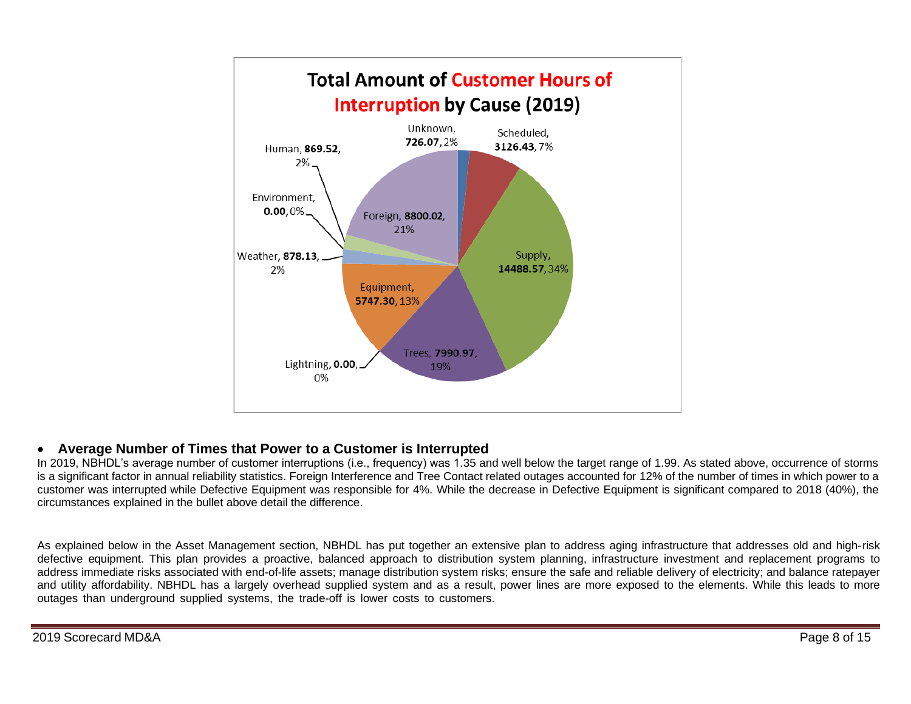**Total Amount of Customer Hours of Interruption by Cause (2019)**

| Cause | Customer Hours | % |
|---|---|---|
| Unknown | 726.07 | 2% |
| Scheduled | 3126.43 | 7% |
| Supply | 14488.57 | 34% |
| Trees | 7990.97 | 19% |
| Lightning | 0.00 | 0% |
| Equipment | 5747.30 | 13% |
| Weather | 878.13 | 2% |
| Environment | 0.00 | 0% |
| Human | 869.52 | 2% |
| Foreign | 8800.02 | 21% |

- **Average Number of Times that Power to a Customer is Interrupted**

In 2019, NBHDL's average number of customer interruptions (i.e., frequency) was 1.35 and well below the target range of 1.99. As stated above, occurrence of storms is a significant factor in annual reliability statistics. Foreign Interference and Tree Contact related outages accounted for 12% of the number of times in which power to a customer was interrupted while Defective Equipment was responsible for 4%. While the decrease in Defective Equipment is significant compared to 2018 (40%), the circumstances explained in the bullet above detail the difference.

As explained below in the Asset Management section, NBHDL has put together an extensive plan to address aging infrastructure that addresses old and high-risk defective equipment. This plan provides a proactive, balanced approach to distribution system planning, infrastructure investment and replacement programs to address immediate risks associated with end-of-life assets; manage distribution system risks; ensure the safe and reliable delivery of electricity; and balance ratepayer and utility affordability. NBHDL has a largely overhead supplied system and as a result, power lines are more exposed to the elements. While this leads to more outages than underground supplied systems, the trade-off is lower costs to customers.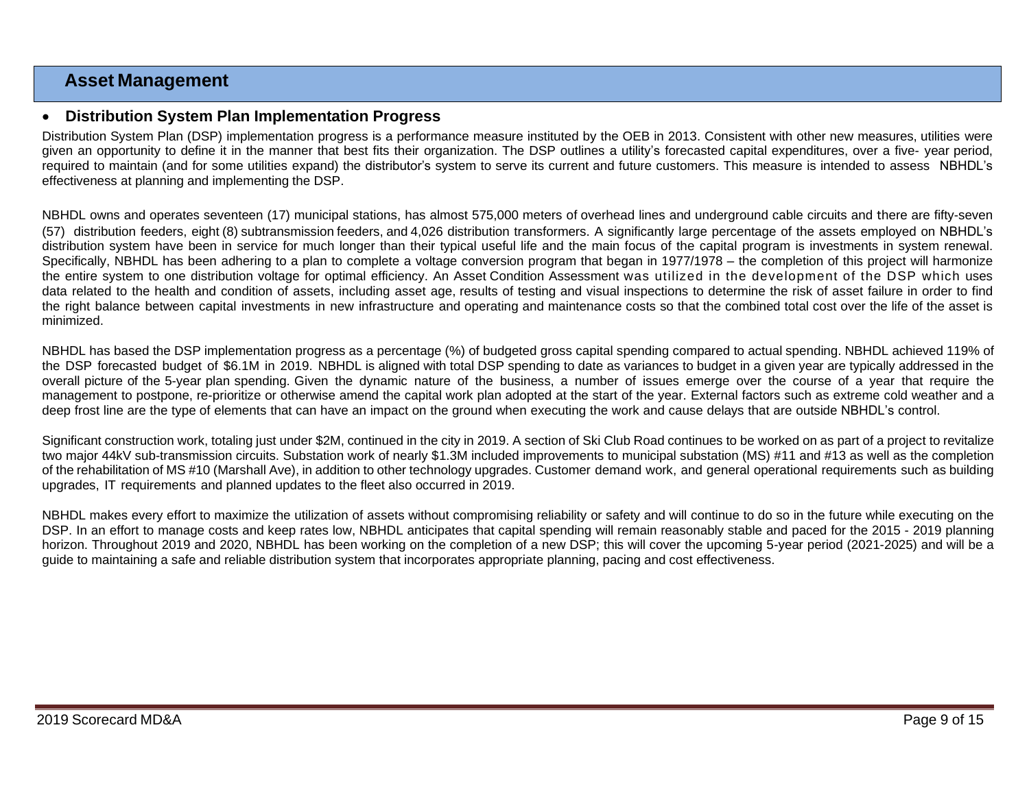## Asset Management

- ### Distribution System Plan Implementation Progress

Distribution System Plan (DSP) implementation progress is a performance measure instituted by the OEB in 2013. Consistent with other new measures, utilities were given an opportunity to define it in the manner that best fits their organization. The DSP outlines a utility's forecasted capital expenditures, over a five- year period, required to maintain (and for some utilities expand) the distributor's system to serve its current and future customers. This measure is intended to assess NBHDL's effectiveness at planning and implementing the DSP.

NBHDL owns and operates seventeen (17) municipal stations, has almost 575,000 meters of overhead lines and underground cable circuits and there are fifty-seven (57) distribution feeders, eight (8) subtransmission feeders, and 4,026 distribution transformers. A significantly large percentage of the assets employed on NBHDL's distribution system have been in service for much longer than their typical useful life and the main focus of the capital program is investments in system renewal. Specifically, NBHDL has been adhering to a plan to complete a voltage conversion program that began in 1977/1978 – the completion of this project will harmonize the entire system to one distribution voltage for optimal efficiency. An Asset Condition Assessment was utilized in the development of the DSP which uses data related to the health and condition of assets, including asset age, results of testing and visual inspections to determine the risk of asset failure in order to find the right balance between capital investments in new infrastructure and operating and maintenance costs so that the combined total cost over the life of the asset is minimized.

NBHDL has based the DSP implementation progress as a percentage (%) of budgeted gross capital spending compared to actual spending. NBHDL achieved 119% of the DSP forecasted budget of $6.1M in 2019. NBHDL is aligned with total DSP spending to date as variances to budget in a given year are typically addressed in the overall picture of the 5-year plan spending. Given the dynamic nature of the business, a number of issues emerge over the course of a year that require the management to postpone, re-prioritize or otherwise amend the capital work plan adopted at the start of the year. External factors such as extreme cold weather and a deep frost line are the type of elements that can have an impact on the ground when executing the work and cause delays that are outside NBHDL's control.

Significant construction work, totaling just under $2M, continued in the city in 2019. A section of Ski Club Road continues to be worked on as part of a project to revitalize two major 44kV sub-transmission circuits. Substation work of nearly $1.3M included improvements to municipal substation (MS) #11 and #13 as well as the completion of the rehabilitation of MS #10 (Marshall Ave), in addition to other technology upgrades. Customer demand work, and general operational requirements such as building upgrades, IT requirements and planned updates to the fleet also occurred in 2019.

NBHDL makes every effort to maximize the utilization of assets without compromising reliability or safety and will continue to do so in the future while executing on the DSP. In an effort to manage costs and keep rates low, NBHDL anticipates that capital spending will remain reasonably stable and paced for the 2015 - 2019 planning horizon. Throughout 2019 and 2020, NBHDL has been working on the completion of a new DSP; this will cover the upcoming 5-year period (2021-2025) and will be a guide to maintaining a safe and reliable distribution system that incorporates appropriate planning, pacing and cost effectiveness.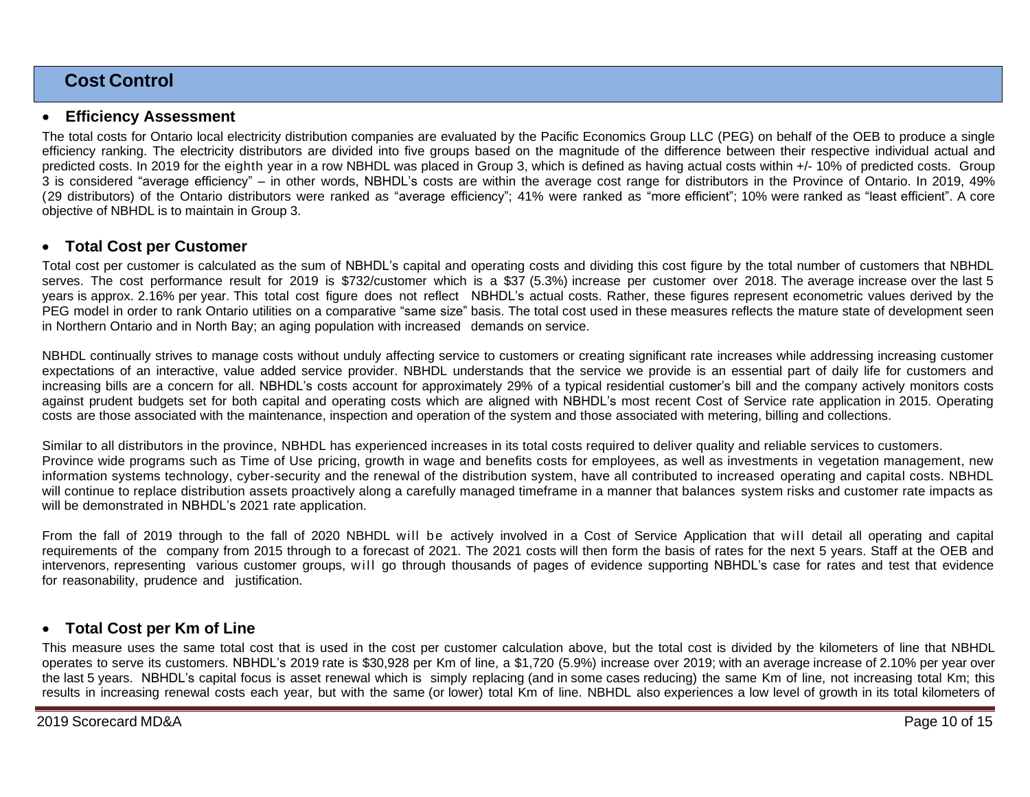## Cost Control

- **Efficiency Assessment**

The total costs for Ontario local electricity distribution companies are evaluated by the Pacific Economics Group LLC (PEG) on behalf of the OEB to produce a single efficiency ranking. The electricity distributors are divided into five groups based on the magnitude of the difference between their respective individual actual and predicted costs. In 2019 for the eighth year in a row NBHDL was placed in Group 3, which is defined as having actual costs within +/- 10% of predicted costs. Group 3 is considered "average efficiency" – in other words, NBHDL's costs are within the average cost range for distributors in the Province of Ontario. In 2019, 49% (29 distributors) of the Ontario distributors were ranked as "average efficiency"; 41% were ranked as "more efficient"; 10% were ranked as "least efficient". A core objective of NBHDL is to maintain in Group 3.

- **Total Cost per Customer**

Total cost per customer is calculated as the sum of NBHDL's capital and operating costs and dividing this cost figure by the total number of customers that NBHDL serves. The cost performance result for 2019 is $732/customer which is a $37 (5.3%) increase per customer over 2018. The average increase over the last 5 years is approx. 2.16% per year. This total cost figure does not reflect NBHDL's actual costs. Rather, these figures represent econometric values derived by the PEG model in order to rank Ontario utilities on a comparative "same size" basis. The total cost used in these measures reflects the mature state of development seen in Northern Ontario and in North Bay; an aging population with increased demands on service.

NBHDL continually strives to manage costs without unduly affecting service to customers or creating significant rate increases while addressing increasing customer expectations of an interactive, value added service provider. NBHDL understands that the service we provide is an essential part of daily life for customers and increasing bills are a concern for all. NBHDL's costs account for approximately 29% of a typical residential customer's bill and the company actively monitors costs against prudent budgets set for both capital and operating costs which are aligned with NBHDL's most recent Cost of Service rate application in 2015. Operating costs are those associated with the maintenance, inspection and operation of the system and those associated with metering, billing and collections.

Similar to all distributors in the province, NBHDL has experienced increases in its total costs required to deliver quality and reliable services to customers. Province wide programs such as Time of Use pricing, growth in wage and benefits costs for employees, as well as investments in vegetation management, new information systems technology, cyber-security and the renewal of the distribution system, have all contributed to increased operating and capital costs. NBHDL will continue to replace distribution assets proactively along a carefully managed timeframe in a manner that balances system risks and customer rate impacts as will be demonstrated in NBHDL's 2021 rate application.

From the fall of 2019 through to the fall of 2020 NBHDL will be actively involved in a Cost of Service Application that will detail all operating and capital requirements of the company from 2015 through to a forecast of 2021. The 2021 costs will then form the basis of rates for the next 5 years. Staff at the OEB and intervenors, representing various customer groups, will go through thousands of pages of evidence supporting NBHDL's case for rates and test that evidence for reasonability, prudence and justification.

- **Total Cost per Km of Line**

This measure uses the same total cost that is used in the cost per customer calculation above, but the total cost is divided by the kilometers of line that NBHDL operates to serve its customers. NBHDL's 2019 rate is $30,928 per Km of line, a $1,720 (5.9%) increase over 2019; with an average increase of 2.10% per year over the last 5 years. NBHDL's capital focus is asset renewal which is simply replacing (and in some cases reducing) the same Km of line, not increasing total Km; this results in increasing renewal costs each year, but with the same (or lower) total Km of line. NBHDL also experiences a low level of growth in its total kilometers of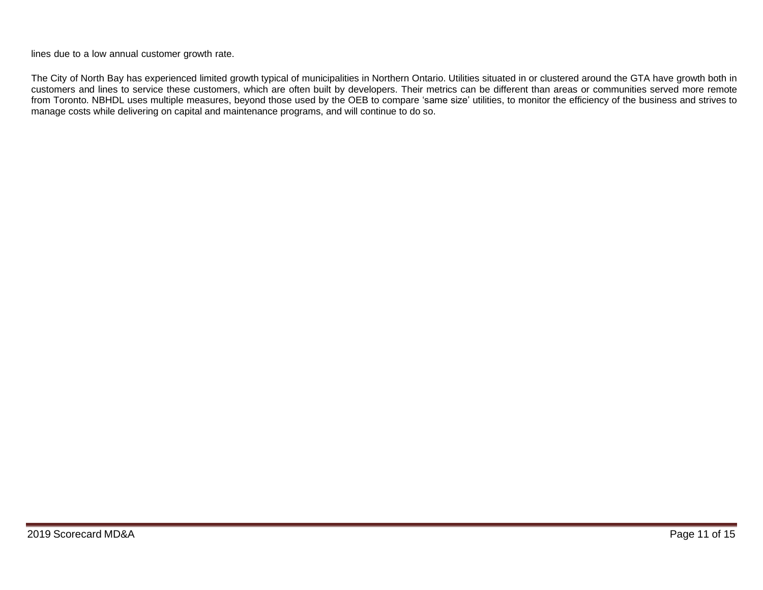lines due to a low annual customer growth rate.

The City of North Bay has experienced limited growth typical of municipalities in Northern Ontario. Utilities situated in or clustered around the GTA have growth both in customers and lines to service these customers, which are often built by developers. Their metrics can be different than areas or communities served more remote from Toronto. NBHDL uses multiple measures, beyond those used by the OEB to compare 'same size' utilities, to monitor the efficiency of the business and strives to manage costs while delivering on capital and maintenance programs, and will continue to do so.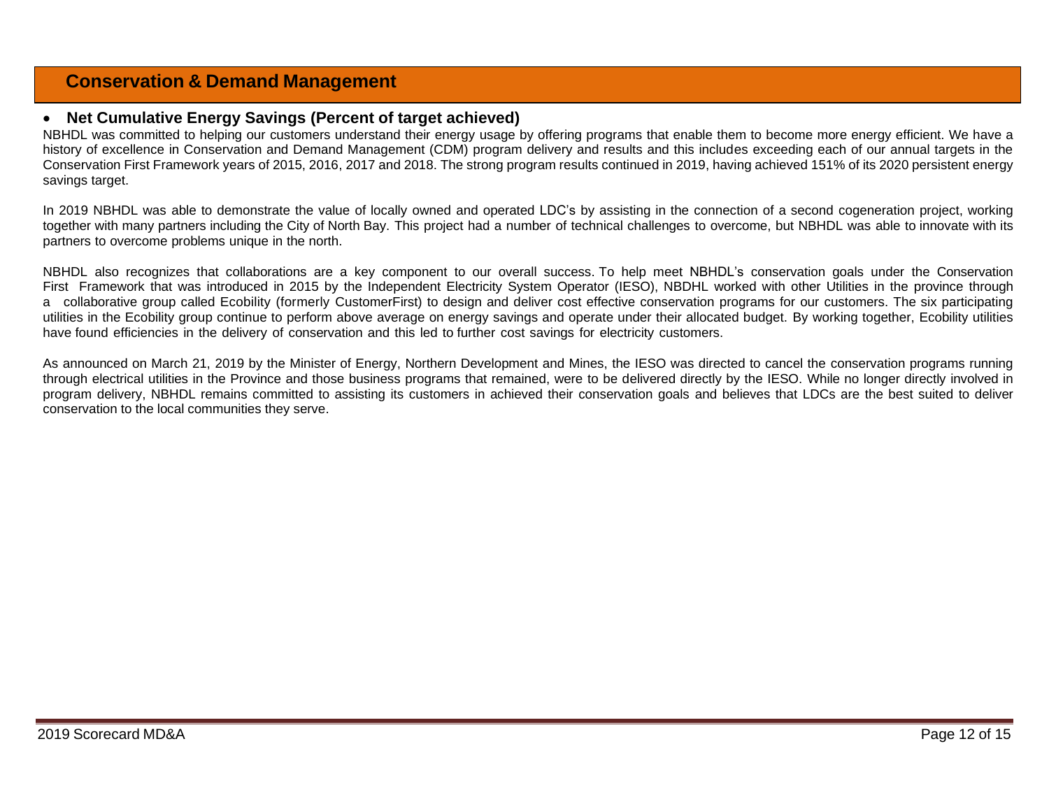## Conservation & Demand Management

- **Net Cumulative Energy Savings (Percent of target achieved)**

NBHDL was committed to helping our customers understand their energy usage by offering programs that enable them to become more energy efficient. We have a history of excellence in Conservation and Demand Management (CDM) program delivery and results and this includes exceeding each of our annual targets in the Conservation First Framework years of 2015, 2016, 2017 and 2018. The strong program results continued in 2019, having achieved 151% of its 2020 persistent energy savings target.

In 2019 NBHDL was able to demonstrate the value of locally owned and operated LDC's by assisting in the connection of a second cogeneration project, working together with many partners including the City of North Bay. This project had a number of technical challenges to overcome, but NBHDL was able to innovate with its partners to overcome problems unique in the north.

NBHDL also recognizes that collaborations are a key component to our overall success. To help meet NBHDL's conservation goals under the Conservation First Framework that was introduced in 2015 by the Independent Electricity System Operator (IESO), NBDHL worked with other Utilities in the province through a collaborative group called Ecobility (formerly CustomerFirst) to design and deliver cost effective conservation programs for our customers. The six participating utilities in the Ecobility group continue to perform above average on energy savings and operate under their allocated budget. By working together, Ecobility utilities have found efficiencies in the delivery of conservation and this led to further cost savings for electricity customers.

As announced on March 21, 2019 by the Minister of Energy, Northern Development and Mines, the IESO was directed to cancel the conservation programs running through electrical utilities in the Province and those business programs that remained, were to be delivered directly by the IESO. While no longer directly involved in program delivery, NBHDL remains committed to assisting its customers in achieved their conservation goals and believes that LDCs are the best suited to deliver conservation to the local communities they serve.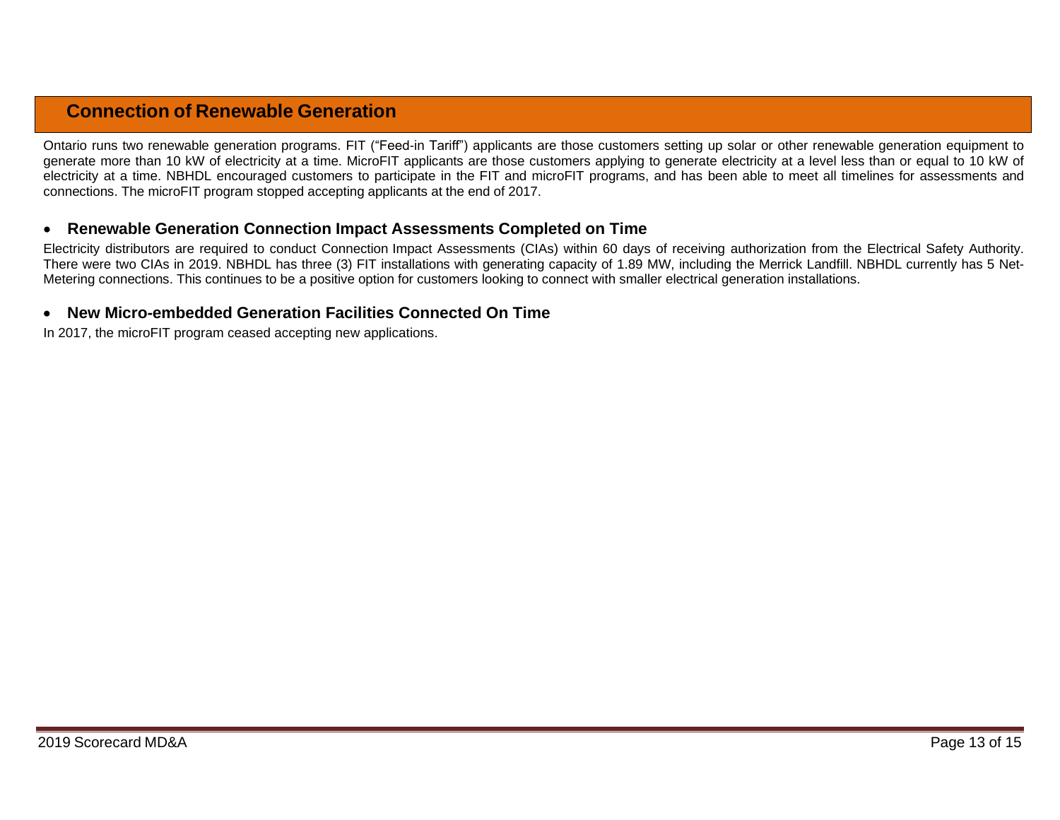## Connection of Renewable Generation

Ontario runs two renewable generation programs. FIT ("Feed-in Tariff") applicants are those customers setting up solar or other renewable generation equipment to generate more than 10 kW of electricity at a time. MicroFIT applicants are those customers applying to generate electricity at a level less than or equal to 10 kW of electricity at a time. NBHDL encouraged customers to participate in the FIT and microFIT programs, and has been able to meet all timelines for assessments and connections. The microFIT program stopped accepting applicants at the end of 2017.

- **Renewable Generation Connection Impact Assessments Completed on Time**

Electricity distributors are required to conduct Connection Impact Assessments (CIAs) within 60 days of receiving authorization from the Electrical Safety Authority. There were two CIAs in 2019. NBHDL has three (3) FIT installations with generating capacity of 1.89 MW, including the Merrick Landfill. NBHDL currently has 5 Net-Metering connections. This continues to be a positive option for customers looking to connect with smaller electrical generation installations.

- **New Micro-embedded Generation Facilities Connected On Time**

In 2017, the microFIT program ceased accepting new applications.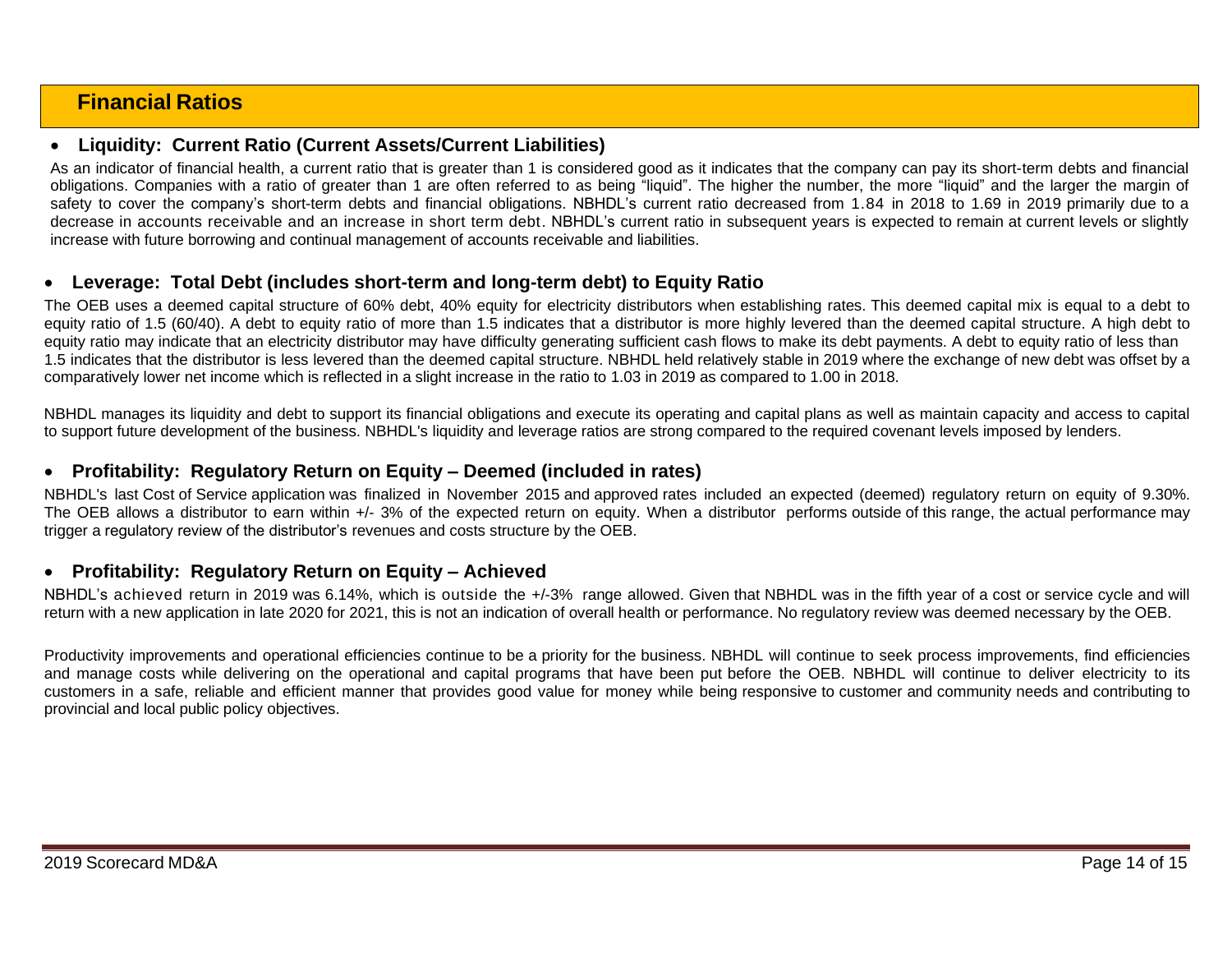## Financial Ratios

- **Liquidity: Current Ratio (Current Assets/Current Liabilities)**

As an indicator of financial health, a current ratio that is greater than 1 is considered good as it indicates that the company can pay its short-term debts and financial obligations. Companies with a ratio of greater than 1 are often referred to as being "liquid". The higher the number, the more "liquid" and the larger the margin of safety to cover the company's short-term debts and financial obligations. NBHDL's current ratio decreased from 1.84 in 2018 to 1.69 in 2019 primarily due to a decrease in accounts receivable and an increase in short term debt. NBHDL's current ratio in subsequent years is expected to remain at current levels or slightly increase with future borrowing and continual management of accounts receivable and liabilities.

- **Leverage: Total Debt (includes short-term and long-term debt) to Equity Ratio**

The OEB uses a deemed capital structure of 60% debt, 40% equity for electricity distributors when establishing rates. This deemed capital mix is equal to a debt to equity ratio of 1.5 (60/40). A debt to equity ratio of more than 1.5 indicates that a distributor is more highly levered than the deemed capital structure. A high debt to equity ratio may indicate that an electricity distributor may have difficulty generating sufficient cash flows to make its debt payments. A debt to equity ratio of less than 1.5 indicates that the distributor is less levered than the deemed capital structure. NBHDL held relatively stable in 2019 where the exchange of new debt was offset by a comparatively lower net income which is reflected in a slight increase in the ratio to 1.03 in 2019 as compared to 1.00 in 2018.

NBHDL manages its liquidity and debt to support its financial obligations and execute its operating and capital plans as well as maintain capacity and access to capital to support future development of the business. NBHDL's liquidity and leverage ratios are strong compared to the required covenant levels imposed by lenders.

- **Profitability: Regulatory Return on Equity – Deemed (included in rates)**

NBHDL's last Cost of Service application was finalized in November 2015 and approved rates included an expected (deemed) regulatory return on equity of 9.30%. The OEB allows a distributor to earn within +/- 3% of the expected return on equity. When a distributor performs outside of this range, the actual performance may trigger a regulatory review of the distributor's revenues and costs structure by the OEB.

- **Profitability: Regulatory Return on Equity – Achieved**

NBHDL's achieved return in 2019 was 6.14%, which is outside the +/-3% range allowed. Given that NBHDL was in the fifth year of a cost or service cycle and will return with a new application in late 2020 for 2021, this is not an indication of overall health or performance. No regulatory review was deemed necessary by the OEB.

Productivity improvements and operational efficiencies continue to be a priority for the business. NBHDL will continue to seek process improvements, find efficiencies and manage costs while delivering on the operational and capital programs that have been put before the OEB. NBHDL will continue to deliver electricity to its customers in a safe, reliable and efficient manner that provides good value for money while being responsive to customer and community needs and contributing to provincial and local public policy objectives.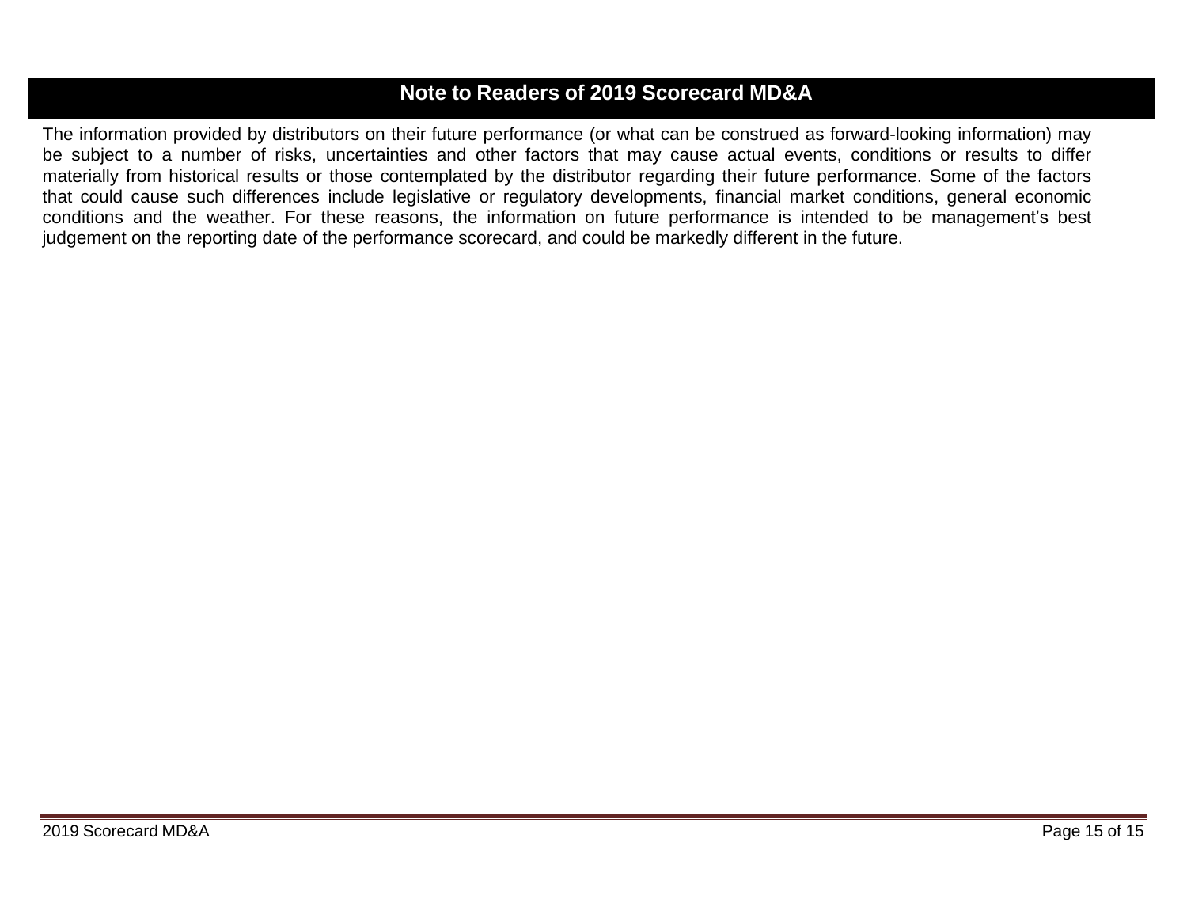## Note to Readers of 2019 Scorecard MD&A

The information provided by distributors on their future performance (or what can be construed as forward-looking information) may be subject to a number of risks, uncertainties and other factors that may cause actual events, conditions or results to differ materially from historical results or those contemplated by the distributor regarding their future performance. Some of the factors that could cause such differences include legislative or regulatory developments, financial market conditions, general economic conditions and the weather. For these reasons, the information on future performance is intended to be management's best judgement on the reporting date of the performance scorecard, and could be markedly different in the future.